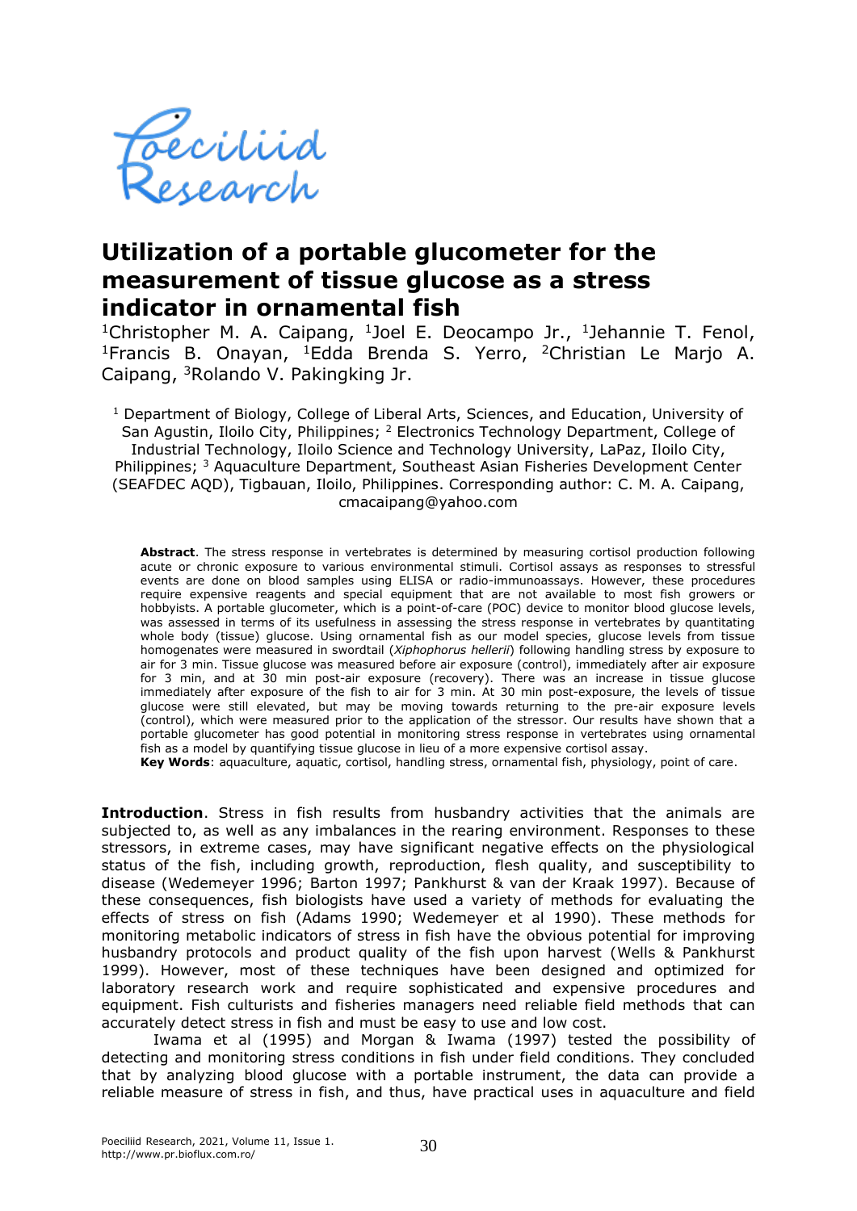# Utilization of a portable glucometer for the measurement of tissue glucose as a stress indicator in ornamental fish

[1]Christopher M. A. Caipang, [1]Joel E. Deocampo Jr., [1]Jehannie T. Fenol, [1]Francis B. Onayan, [1]Edda Brenda S. Yerro, [2]Christian Le Marjo A. Caipang, [3]Rolando V. Pakingking Jr.

[1] Department of Biology, College of Liberal Arts, Sciences, and Education, University of San Agustin, Iloilo City, Philippines; [2] Electronics Technology Department, College of Industrial Technology, Iloilo Science and Technology University, LaPaz, Iloilo City, Philippines; [3] Aquaculture Department, Southeast Asian Fisheries Development Center (SEAFDEC AQD), Tigbauan, Iloilo, Philippines. Corresponding author: C. M. A. Caipang, cmacaipang@yahoo.com

**Abstract**. The stress response in vertebrates is determined by measuring cortisol production following acute or chronic exposure to various environmental stimuli. Cortisol assays as responses to stressful events are done on blood samples using ELISA or radio-immunoassays. However, these procedures require expensive reagents and special equipment that are not available to most fish growers or hobbyists. A portable glucometer, which is a point-of-care (POC) device to monitor blood glucose levels, was assessed in terms of its usefulness in assessing the stress response in vertebrates by quantitating whole body (tissue) glucose. Using ornamental fish as our model species, glucose levels from tissue homogenates were measured in swordtail (*Xiphophorus hellerii*) following handling stress by exposure to air for 3 min. Tissue glucose was measured before air exposure (control), immediately after air exposure for 3 min, and at 30 min post-air exposure (recovery). There was an increase in tissue glucose immediately after exposure of the fish to air for 3 min. At 30 min post-exposure, the levels of tissue glucose were still elevated, but may be moving towards returning to the pre-air exposure levels (control), which were measured prior to the application of the stressor. Our results have shown that a portable glucometer has good potential in monitoring stress response in vertebrates using ornamental fish as a model by quantifying tissue glucose in lieu of a more expensive cortisol assay.

**Key Words**: aquaculture, aquatic, cortisol, handling stress, ornamental fish, physiology, point of care.

**Introduction**. Stress in fish results from husbandry activities that the animals are subjected to, as well as any imbalances in the rearing environment. Responses to these stressors, in extreme cases, may have significant negative effects on the physiological status of the fish, including growth, reproduction, flesh quality, and susceptibility to disease (Wedemeyer 1996; Barton 1997; Pankhurst & van der Kraak 1997). Because of these consequences, fish biologists have used a variety of methods for evaluating the effects of stress on fish (Adams 1990; Wedemeyer et al 1990). These methods for monitoring metabolic indicators of stress in fish have the obvious potential for improving husbandry protocols and product quality of the fish upon harvest (Wells & Pankhurst 1999). However, most of these techniques have been designed and optimized for laboratory research work and require sophisticated and expensive procedures and equipment. Fish culturists and fisheries managers need reliable field methods that can accurately detect stress in fish and must be easy to use and low cost.

Iwama et al (1995) and Morgan & Iwama (1997) tested the possibility of detecting and monitoring stress conditions in fish under field conditions. They concluded that by analyzing blood glucose with a portable instrument, the data can provide a reliable measure of stress in fish, and thus, have practical uses in aquaculture and field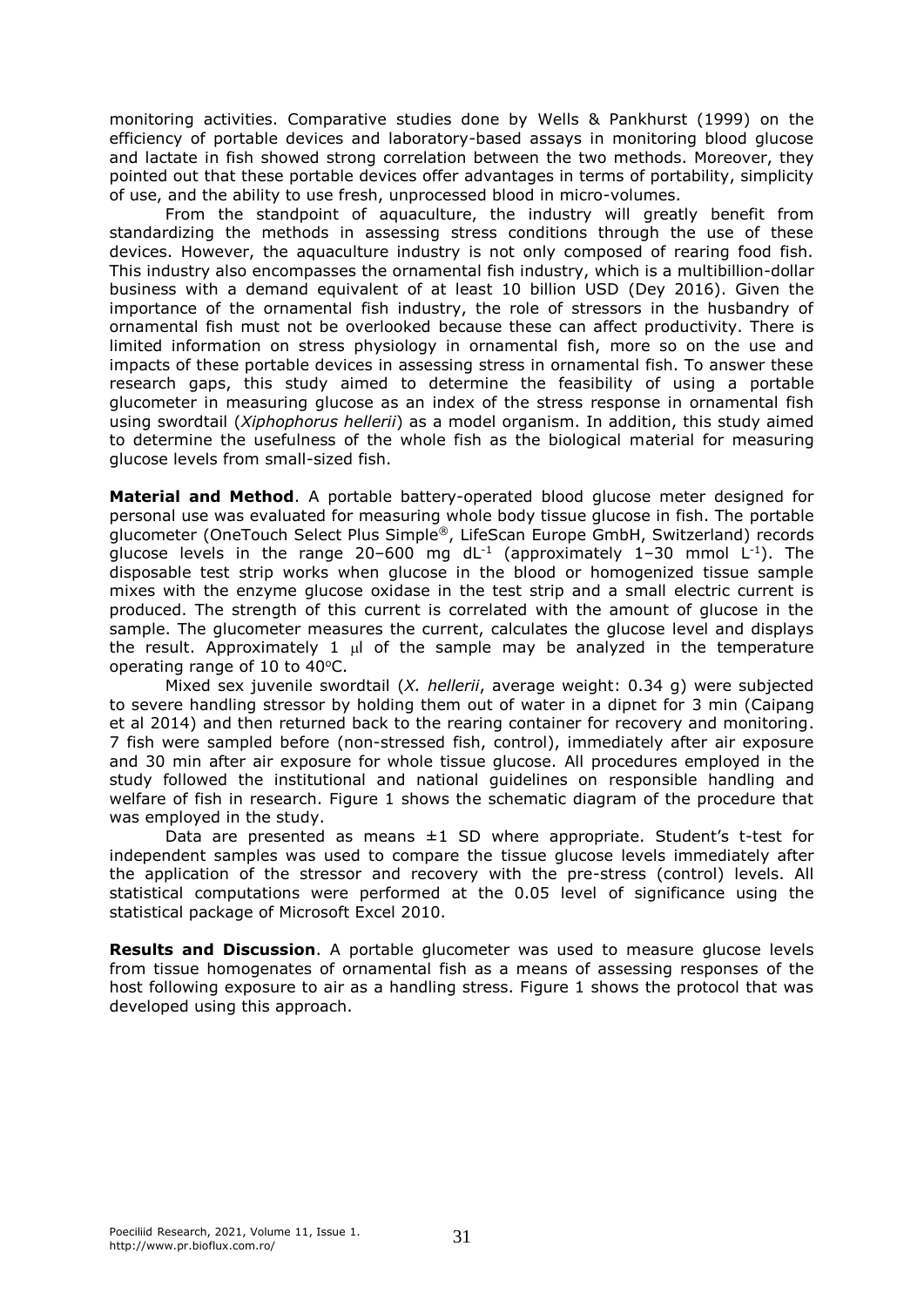monitoring activities. Comparative studies done by Wells & Pankhurst (1999) on the efficiency of portable devices and laboratory-based assays in monitoring blood glucose and lactate in fish showed strong correlation between the two methods. Moreover, they pointed out that these portable devices offer advantages in terms of portability, simplicity of use, and the ability to use fresh, unprocessed blood in micro-volumes.

From the standpoint of aquaculture, the industry will greatly benefit from standardizing the methods in assessing stress conditions through the use of these devices. However, the aquaculture industry is not only composed of rearing food fish. This industry also encompasses the ornamental fish industry, which is a multibillion-dollar business with a demand equivalent of at least 10 billion USD (Dey 2016). Given the importance of the ornamental fish industry, the role of stressors in the husbandry of ornamental fish must not be overlooked because these can affect productivity. There is limited information on stress physiology in ornamental fish, more so on the use and impacts of these portable devices in assessing stress in ornamental fish. To answer these research gaps, this study aimed to determine the feasibility of using a portable glucometer in measuring glucose as an index of the stress response in ornamental fish using swordtail (*Xiphophorus hellerii*) as a model organism. In addition, this study aimed to determine the usefulness of the whole fish as the biological material for measuring glucose levels from small-sized fish.

**Material and Method**. A portable battery-operated blood glucose meter designed for personal use was evaluated for measuring whole body tissue glucose in fish. The portable glucometer (OneTouch Select Plus Simple®, LifeScan Europe GmbH, Switzerland) records glucose levels in the range 20–600 mg $dL^{-1}$ (approximately 1–30 mmol $L^{-1}$). The disposable test strip works when glucose in the blood or homogenized tissue sample mixes with the enzyme glucose oxidase in the test strip and a small electric current is produced. The strength of this current is correlated with the amount of glucose in the sample. The glucometer measures the current, calculates the glucose level and displays the result. Approximately 1 $\mu$l of the sample may be analyzed in the temperature operating range of 10 to 40°C.

Mixed sex juvenile swordtail (*X. hellerii*, average weight: 0.34 g) were subjected to severe handling stressor by holding them out of water in a dipnet for 3 min (Caipang et al 2014) and then returned back to the rearing container for recovery and monitoring. 7 fish were sampled before (non-stressed fish, control), immediately after air exposure and 30 min after air exposure for whole tissue glucose. All procedures employed in the study followed the institutional and national guidelines on responsible handling and welfare of fish in research. Figure 1 shows the schematic diagram of the procedure that was employed in the study.

Data are presented as means ±1 SD where appropriate. Student's t-test for independent samples was used to compare the tissue glucose levels immediately after the application of the stressor and recovery with the pre-stress (control) levels. All statistical computations were performed at the 0.05 level of significance using the statistical package of Microsoft Excel 2010.

**Results and Discussion**. A portable glucometer was used to measure glucose levels from tissue homogenates of ornamental fish as a means of assessing responses of the host following exposure to air as a handling stress. Figure 1 shows the protocol that was developed using this approach.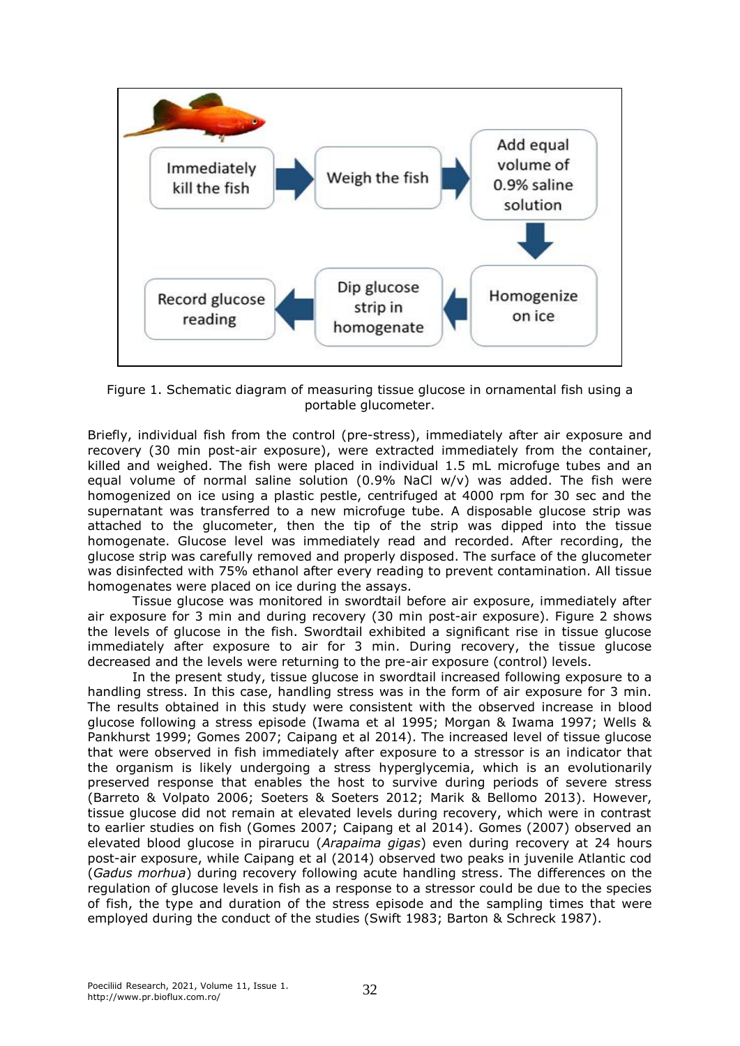Figure 1. Schematic diagram of measuring tissue glucose in ornamental fish using a portable glucometer.

Briefly, individual fish from the control (pre-stress), immediately after air exposure and recovery (30 min post-air exposure), were extracted immediately from the container, killed and weighed. The fish were placed in individual 1.5 mL microfuge tubes and an equal volume of normal saline solution (0.9% NaCl w/v) was added. The fish were homogenized on ice using a plastic pestle, centrifuged at 4000 rpm for 30 sec and the supernatant was transferred to a new microfuge tube. A disposable glucose strip was attached to the glucometer, then the tip of the strip was dipped into the tissue homogenate. Glucose level was immediately read and recorded. After recording, the glucose strip was carefully removed and properly disposed. The surface of the glucometer was disinfected with 75% ethanol after every reading to prevent contamination. All tissue homogenates were placed on ice during the assays.

Tissue glucose was monitored in swordtail before air exposure, immediately after air exposure for 3 min and during recovery (30 min post-air exposure). Figure 2 shows the levels of glucose in the fish. Swordtail exhibited a significant rise in tissue glucose immediately after exposure to air for 3 min. During recovery, the tissue glucose decreased and the levels were returning to the pre-air exposure (control) levels.

In the present study, tissue glucose in swordtail increased following exposure to a handling stress. In this case, handling stress was in the form of air exposure for 3 min. The results obtained in this study were consistent with the observed increase in blood glucose following a stress episode (Iwama et al 1995; Morgan & Iwama 1997; Wells & Pankhurst 1999; Gomes 2007; Caipang et al 2014). The increased level of tissue glucose that were observed in fish immediately after exposure to a stressor is an indicator that the organism is likely undergoing a stress hyperglycemia, which is an evolutionarily preserved response that enables the host to survive during periods of severe stress (Barreto & Volpato 2006; Soeters & Soeters 2012; Marik & Bellomo 2013). However, tissue glucose did not remain at elevated levels during recovery, which were in contrast to earlier studies on fish (Gomes 2007; Caipang et al 2014). Gomes (2007) observed an elevated blood glucose in pirarucu (*Arapaima gigas*) even during recovery at 24 hours post-air exposure, while Caipang et al (2014) observed two peaks in juvenile Atlantic cod (*Gadus morhua*) during recovery following acute handling stress. The differences on the regulation of glucose levels in fish as a response to a stressor could be due to the species of fish, the type and duration of the stress episode and the sampling times that were employed during the conduct of the studies (Swift 1983; Barton & Schreck 1987).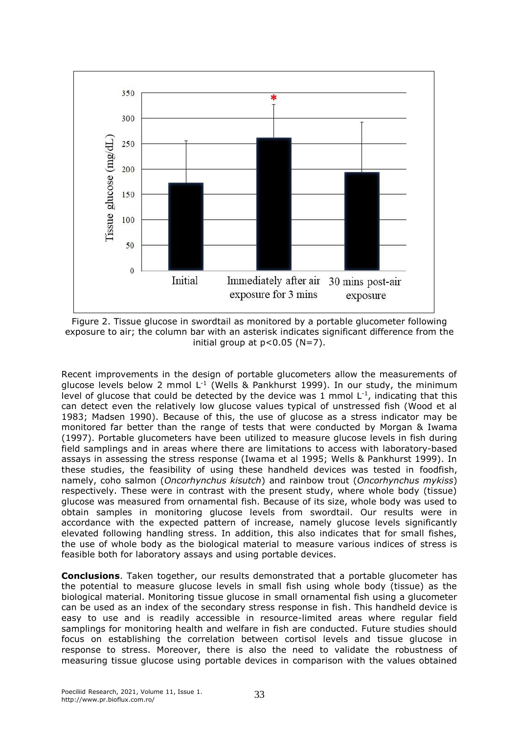Figure 2. Tissue glucose in swordtail as monitored by a portable glucometer following exposure to air; the column bar with an asterisk indicates significant difference from the initial group at $p<0.05$ ($N=7$).

Recent improvements in the design of portable glucometers allow the measurements of glucose levels below 2 mmol $L^{-1}$ (Wells & Pankhurst 1999). In our study, the minimum level of glucose that could be detected by the device was 1 mmol $L^{-1}$, indicating that this can detect even the relatively low glucose values typical of unstressed fish (Wood et al 1983; Madsen 1990). Because of this, the use of glucose as a stress indicator may be monitored far better than the range of tests that were conducted by Morgan & Iwama (1997). Portable glucometers have been utilized to measure glucose levels in fish during field samplings and in areas where there are limitations to access with laboratory-based assays in assessing the stress response (Iwama et al 1995; Wells & Pankhurst 1999). In these studies, the feasibility of using these handheld devices was tested in foodfish, namely, coho salmon (*Oncorhynchus kisutch*) and rainbow trout (*Oncorhynchus mykiss*) respectively. These were in contrast with the present study, where whole body (tissue) glucose was measured from ornamental fish. Because of its size, whole body was used to obtain samples in monitoring glucose levels from swordtail. Our results were in accordance with the expected pattern of increase, namely glucose levels significantly elevated following handling stress. In addition, this also indicates that for small fishes, the use of whole body as the biological material to measure various indices of stress is feasible both for laboratory assays and using portable devices.

**Conclusions**. Taken together, our results demonstrated that a portable glucometer has the potential to measure glucose levels in small fish using whole body (tissue) as the biological material. Monitoring tissue glucose in small ornamental fish using a glucometer can be used as an index of the secondary stress response in fish. This handheld device is easy to use and is readily accessible in resource-limited areas where regular field samplings for monitoring health and welfare in fish are conducted. Future studies should focus on establishing the correlation between cortisol levels and tissue glucose in response to stress. Moreover, there is also the need to validate the robustness of measuring tissue glucose using portable devices in comparison with the values obtained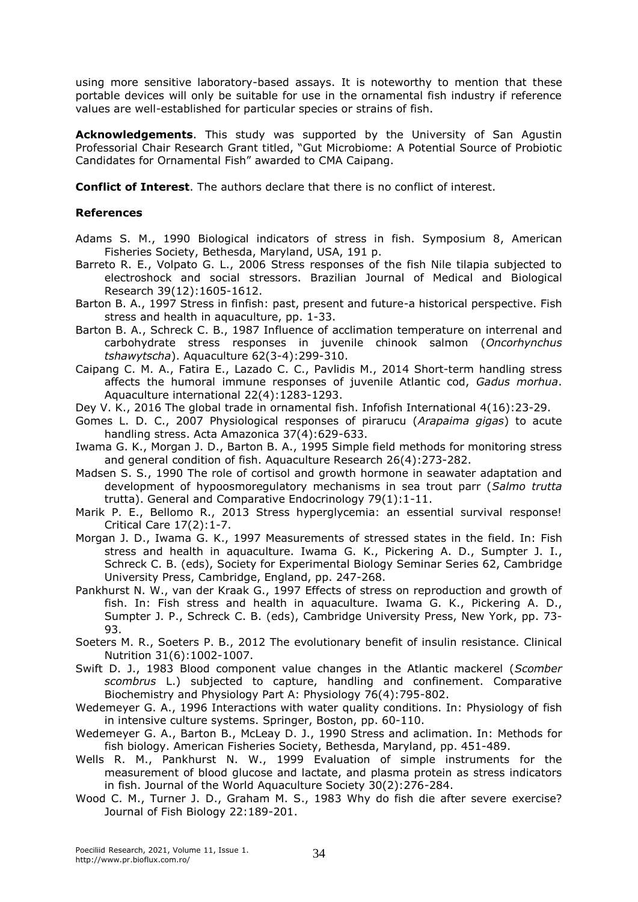using more sensitive laboratory-based assays. It is noteworthy to mention that these portable devices will only be suitable for use in the ornamental fish industry if reference values are well-established for particular species or strains of fish.

**Acknowledgements**. This study was supported by the University of San Agustin Professorial Chair Research Grant titled, "Gut Microbiome: A Potential Source of Probiotic Candidates for Ornamental Fish" awarded to CMA Caipang.

**Conflict of Interest**. The authors declare that there is no conflict of interest.

### References

Adams S. M., 1990 Biological indicators of stress in fish. Symposium 8, American Fisheries Society, Bethesda, Maryland, USA, 191 p.

Barreto R. E., Volpato G. L., 2006 Stress responses of the fish Nile tilapia subjected to electroshock and social stressors. Brazilian Journal of Medical and Biological Research 39(12):1605-1612.

Barton B. A., 1997 Stress in finfish: past, present and future-a historical perspective. Fish stress and health in aquaculture, pp. 1-33.

Barton B. A., Schreck C. B., 1987 Influence of acclimation temperature on interrenal and carbohydrate stress responses in juvenile chinook salmon (*Oncorhynchus tshawytscha*). Aquaculture 62(3-4):299-310.

Caipang C. M. A., Fatira E., Lazado C. C., Pavlidis M., 2014 Short-term handling stress affects the humoral immune responses of juvenile Atlantic cod, *Gadus morhua*. Aquaculture international 22(4):1283-1293.

Dey V. K., 2016 The global trade in ornamental fish. Infofish International 4(16):23-29.

Gomes L. D. C., 2007 Physiological responses of pirarucu (*Arapaima gigas*) to acute handling stress. Acta Amazonica 37(4):629-633.

Iwama G. K., Morgan J. D., Barton B. A., 1995 Simple field methods for monitoring stress and general condition of fish. Aquaculture Research 26(4):273-282.

Madsen S. S., 1990 The role of cortisol and growth hormone in seawater adaptation and development of hypoosmoregulatory mechanisms in sea trout parr (*Salmo trutta* trutta). General and Comparative Endocrinology 79(1):1-11.

Marik P. E., Bellomo R., 2013 Stress hyperglycemia: an essential survival response! Critical Care 17(2):1-7.

Morgan J. D., Iwama G. K., 1997 Measurements of stressed states in the field. In: Fish stress and health in aquaculture. Iwama G. K., Pickering A. D., Sumpter J. I., Schreck C. B. (eds), Society for Experimental Biology Seminar Series 62, Cambridge University Press, Cambridge, England, pp. 247-268.

Pankhurst N. W., van der Kraak G., 1997 Effects of stress on reproduction and growth of fish. In: Fish stress and health in aquaculture. Iwama G. K., Pickering A. D., Sumpter J. P., Schreck C. B. (eds), Cambridge University Press, New York, pp. 73-93.

Soeters M. R., Soeters P. B., 2012 The evolutionary benefit of insulin resistance. Clinical Nutrition 31(6):1002-1007.

Swift D. J., 1983 Blood component value changes in the Atlantic mackerel (*Scomber scombrus* L.) subjected to capture, handling and confinement. Comparative Biochemistry and Physiology Part A: Physiology 76(4):795-802.

Wedemeyer G. A., 1996 Interactions with water quality conditions. In: Physiology of fish in intensive culture systems. Springer, Boston, pp. 60-110.

Wedemeyer G. A., Barton B., McLeay D. J., 1990 Stress and aclimation. In: Methods for fish biology. American Fisheries Society, Bethesda, Maryland, pp. 451-489.

Wells R. M., Pankhurst N. W., 1999 Evaluation of simple instruments for the measurement of blood glucose and lactate, and plasma protein as stress indicators in fish. Journal of the World Aquaculture Society 30(2):276-284.

Wood C. M., Turner J. D., Graham M. S., 1983 Why do fish die after severe exercise? Journal of Fish Biology 22:189-201.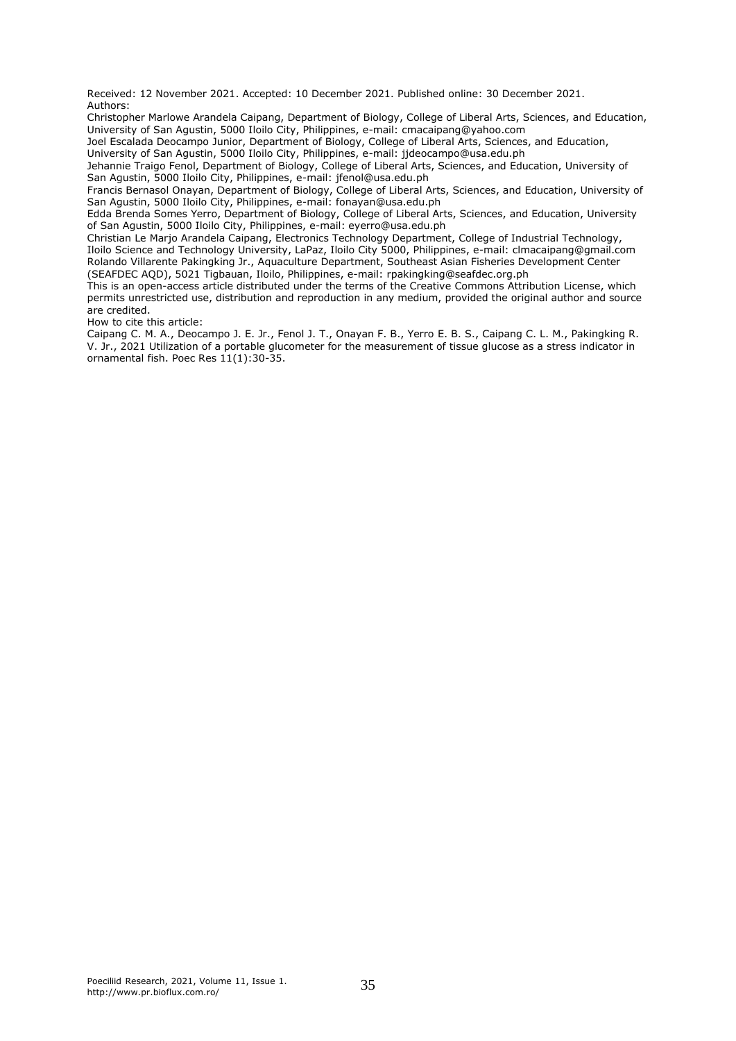Received: 12 November 2021. Accepted: 10 December 2021. Published online: 30 December 2021.
Authors:
Christopher Marlowe Arandela Caipang, Department of Biology, College of Liberal Arts, Sciences, and Education, University of San Agustin, 5000 Iloilo City, Philippines, e-mail: cmacaipang@yahoo.com
Joel Escalada Deocampo Junior, Department of Biology, College of Liberal Arts, Sciences, and Education, University of San Agustin, 5000 Iloilo City, Philippines, e-mail: jjdeocampo@usa.edu.ph
Jehannie Traigo Fenol, Department of Biology, College of Liberal Arts, Sciences, and Education, University of San Agustin, 5000 Iloilo City, Philippines, e-mail: jfenol@usa.edu.ph
Francis Bernasol Onayan, Department of Biology, College of Liberal Arts, Sciences, and Education, University of San Agustin, 5000 Iloilo City, Philippines, e-mail: fonayan@usa.edu.ph
Edda Brenda Somes Yerro, Department of Biology, College of Liberal Arts, Sciences, and Education, University of San Agustin, 5000 Iloilo City, Philippines, e-mail: eyerro@usa.edu.ph
Christian Le Marjo Arandela Caipang, Electronics Technology Department, College of Industrial Technology, Iloilo Science and Technology University, LaPaz, Iloilo City 5000, Philippines, e-mail: clmacaipang@gmail.com
Rolando Villarente Pakingking Jr., Aquaculture Department, Southeast Asian Fisheries Development Center (SEAFDEC AQD), 5021 Tigbauan, Iloilo, Philippines, e-mail: rpakingking@seafdec.org.ph
This is an open-access article distributed under the terms of the Creative Commons Attribution License, which permits unrestricted use, distribution and reproduction in any medium, provided the original author and source are credited.
How to cite this article:
Caipang C. M. A., Deocampo J. E. Jr., Fenol J. T., Onayan F. B., Yerro E. B. S., Caipang C. L. M., Pakingking R. V. Jr., 2021 Utilization of a portable glucometer for the measurement of tissue glucose as a stress indicator in ornamental fish. Poec Res 11(1):30-35.